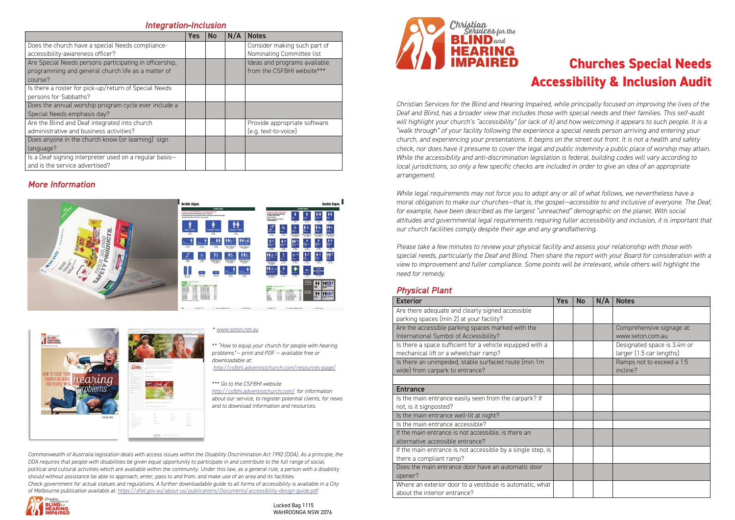# Churches Special Needs Accessibility & Inclusion Audit

*Christian Services for the Blind and Hearing Impaired, while principally focused on improving the lives of the Deaf and Blind, has a broader view that includes those with special needs and their families. This self-audit will highlight your church's "accessibility" (or lack of it) and how welcoming it appears to such people. It is a "walk through" of your facility following the experience a special needs person arriving and entering your church, and experiencing your presentations. It begins on the street out front. It is not a health and safety check, nor does have it presume to cover the legal and public indemnity a public place of worship may attain. While the accessibility and anti-discrimination legislation is federal, building codes will vary according to local jurisdictions, so only a few specific checks are included in order to give an idea of an appropriate arrangement.*

*While legal requirements may not force you to adopt any or all of what follows, we nevertheless have a moral obligation to make our churches—that is, the gospel—accessible to and inclusive of everyone. The Deaf, for example, have been described as the largest "unreached" demographic on the planet. With social attitudes and governmental legal requirements requiring fuller accessibility and inclusion, it is important that our church facilities comply despite their age and any grandfathering.*

*Please take a few minutes to review your physical facility and assess your relationship with those with special needs, particularly the Deaf and Blind. Then share the report with your Board for consideration with a view to improvement and fuller compliance. Some points will be irrelevant, while others will highlight the need for remedy.*

## *Physical Plant*

| Exterior | Yes | No | N/A | Notes |
|---|---|---|---|---|
| Are there adequate and clearly signed accessible parking spaces (min 2) at your facility? | | | | |
| Are the accessible parking spaces marked with the International Symbol of Accessibility? | | | | Comprehensive signage at: www.seton.com.au |
| Is there a space sufficient for a vehicle equipped with a mechanical lift or a wheelchair ramp? | | | | Designated space is 3.4m or larger (1.5 car lengths) |
| Is there an unimpeded, stable surfaced route (min 1m wide) from carpark to entrance? | | | | Ramps not to exceed a 1:5 incline? |
| | | | | |
| **Entrance** | | | | |
| Is the main entrance easily seen from the carpark? If not, is it signposted? | | | | |
| Is the main entrance well-lit at night? | | | | |
| Is the main entrance accessible? | | | | |
| If the main entrance is not accessible, is there an alternative accessible entrance? | | | | |
| If the main entrance is not accessible by a single step, is there a compliant ramp? | | | | |
| Does the main entrance door have an automatic door opener? | | | | |
| Where an exterior door to a vestibule is automatic, what about the interior entrance? | | | | |

## *Integration-Inclusion*

| | Yes | No | N/A | Notes |
|---|---|---|---|---|
| Does the church have a special Needs compliance-accessibility-awareness officer? | | | | Consider making such part of Nominating Committee list |
| Are Special Needs persons participating in officership, programming and general church life as a matter of course? | | | | Ideas and programs available from the CSFBHI website*** |
| Is there a roster for pick-up/return of Special Needs persons for Sabbaths? | | | | |
| Does the annual worship program cycle ever include a Special Needs emphasis day? | | | | |
| Are the Blind and Deaf integrated into church administrative and business activities? | | | | Provide appropriate software (e.g. text-to-voice) |
| Does anyone in the church know (or learning) sign language? | | | | |
| Is a Deaf signing interpreter used on a regular basis—and is the service advertised? | | | | |

## *More Information*

\* *www.seton.net.au*

\*\* *"How to equip your church for people with hearing problems"— print and PDF — available free or downloadable at: http://csfbhi.adventistchurch.com/resources-page/*

\*\*\* *Go to the CSFBHI website http://csfbhi.adventistchurch.com/ for information about our service, to register potential clients, for news and to download information and resources.*

*Commonwealth of Australia legislation deals with access issues within the Disability Discrimination Act 1992 (DDA). As a principle, the DDA requires that people with disabilities be given equal opportunity to participate in and contribute to the full range of social, political and cultural activities which are available within the community. Under this law, as a general rule, a person with a disability should without assistance be able to approach, enter, pass to and from, and make use of an area and its facilities.*
*Check government for actual statues and regulations. A further downloadable guide to all forms of accessibility is available in a City of Melbourne publication available at: https://dfat.gov.au/about-us/publications/Documents/accessibility-design-guide.pdf*

Locked Bag 1115
WAHROONGA NSW 2076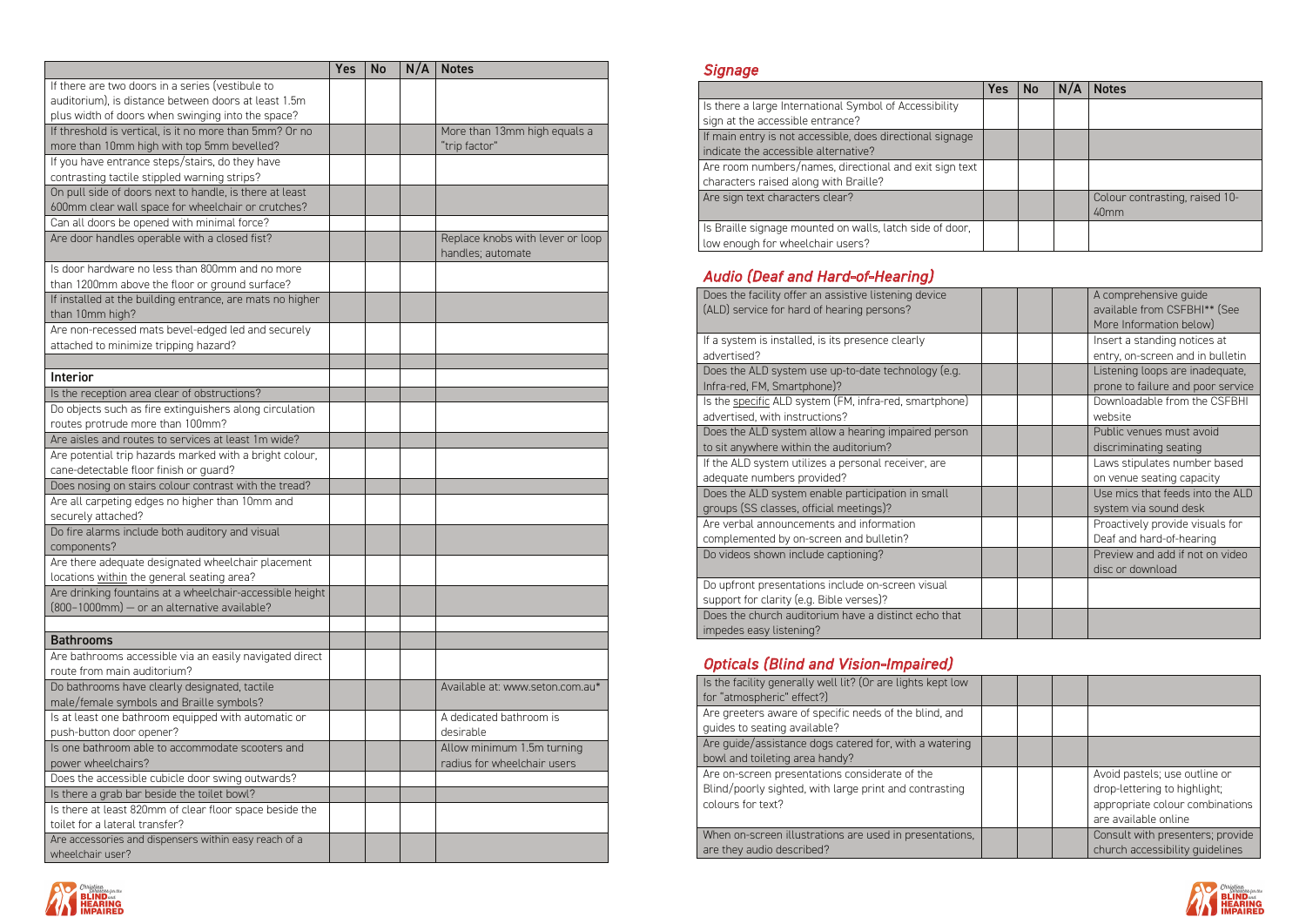| | Yes | No | N/A | Notes |
|---|---|---|---|---|
| If there are two doors in a series (vestibule to auditorium), is distance between doors at least 1.5m plus width of doors when swinging into the space? | | | | |
| If threshold is vertical, is it no more than 5mm? Or no more than 10mm high with top 5mm bevelled? | | | | More than 13mm high equals a "trip factor" |
| If you have entrance steps/stairs, do they have contrasting tactile stippled warning strips? | | | | |
| On pull side of doors next to handle, is there at least 600mm clear wall space for wheelchair or crutches? | | | | |
| Can all doors be opened with minimal force? | | | | |
| Are door handles operable with a closed fist? | | | | Replace knobs with lever or loop handles; automate |
| Is door hardware no less than 800mm and no more than 1200mm above the floor or ground surface? | | | | |
| If installed at the building entrance, are mats no higher than 10mm high? | | | | |
| Are non-recessed mats bevel-edged led and securely attached to minimize tripping hazard? | | | | |
| | | | | |
| **Interior** | | | | |
| Is the reception area clear of obstructions? | | | | |
| Do objects such as fire extinguishers along circulation routes protrude more than 100mm? | | | | |
| Are aisles and routes to services at least 1m wide? | | | | |
| Are potential trip hazards marked with a bright colour, cane-detectable floor finish or guard? | | | | |
| Does nosing on stairs colour contrast with the tread? | | | | |
| Are all carpeting edges no higher than 10mm and securely attached? | | | | |
| Do fire alarms include both auditory and visual components? | | | | |
| Are there adequate designated wheelchair placement locations within the general seating area? | | | | |
| Are drinking fountains at a wheelchair-accessible height (800–1000mm) — or an alternative available? | | | | |
| | | | | |
| **Bathrooms** | | | | |
| Are bathrooms accessible via an easily navigated direct route from main auditorium? | | | | |
| Do bathrooms have clearly designated, tactile male/female symbols and Braille symbols? | | | | Available at: www.seton.com.au* |
| Is at least one bathroom equipped with automatic or push-button door opener? | | | | A dedicated bathroom is desirable |
| Is one bathroom able to accommodate scooters and power wheelchairs? | | | | Allow minimum 1.5m turning radius for wheelchair users |
| Does the accessible cubicle door swing outwards? | | | | |
| Is there a grab bar beside the toilet bowl? | | | | |
| Is there at least 820mm of clear floor space beside the toilet for a lateral transfer? | | | | |
| Are accessories and dispensers within easy reach of a wheelchair user? | | | | |

## *Signage*

| | Yes | No | N/A | Notes |
|---|---|---|---|---|
| Is there a large International Symbol of Accessibility sign at the accessible entrance? | | | | |
| If main entry is not accessible, does directional signage indicate the accessible alternative? | | | | |
| Are room numbers/names, directional and exit sign text characters raised along with Braille? | | | | |
| Are sign text characters clear? | | | | Colour contrasting, raised 10-40mm |
| Is Braille signage mounted on walls, latch side of door, low enough for wheelchair users? | | | | |

## *Audio (Deaf and Hard-of-Hearing)*

| | | | | |
|---|---|---|---|---|
| Does the facility offer an assistive listening device (ALD) service for hard of hearing persons? | | | | A comprehensive guide available from CSFBHI** (See More Information below) |
| If a system is installed, is its presence clearly advertised? | | | | Insert a standing notices at entry, on-screen and in bulletin |
| Does the ALD system use up-to-date technology (e.g. Infra-red, FM, Smartphone)? | | | | Listening loops are inadequate, prone to failure and poor service |
| Is the specific ALD system (FM, infra-red, smartphone) advertised, with instructions? | | | | Downloadable from the CSFBHI website |
| Does the ALD system allow a hearing impaired person to sit anywhere within the auditorium? | | | | Public venues must avoid discriminating seating |
| If the ALD system utilizes a personal receiver, are adequate numbers provided? | | | | Laws stipulates number based on venue seating capacity |
| Does the ALD system enable participation in small groups (SS classes, official meetings)? | | | | Use mics that feeds into the ALD system via sound desk |
| Are verbal announcements and information complemented by on-screen and bulletin? | | | | Proactively provide visuals for Deaf and hard-of-hearing |
| Do videos shown include captioning? | | | | Preview and add if not on video disc or download |
| Do upfront presentations include on-screen visual support for clarity (e.g. Bible verses)? | | | | |
| Does the church auditorium have a distinct echo that impedes easy listening? | | | | |

## *Opticals (Blind and Vision-Impaired)*

| | | | | |
|---|---|---|---|---|
| Is the facility generally well lit? (Or are lights kept low for "atmospheric" effect?) | | | | |
| Are greeters aware of specific needs of the blind, and guides to seating available? | | | | |
| Are guide/assistance dogs catered for, with a watering bowl and toileting area handy? | | | | |
| Are on-screen presentations considerate of the Blind/poorly sighted, with large print and contrasting colours for text? | | | | Avoid pastels; use outline or drop-lettering to highlight; appropriate colour combinations are available online |
| When on-screen illustrations are used in presentations, are they audio described? | | | | Consult with presenters; provide church accessibility guidelines |